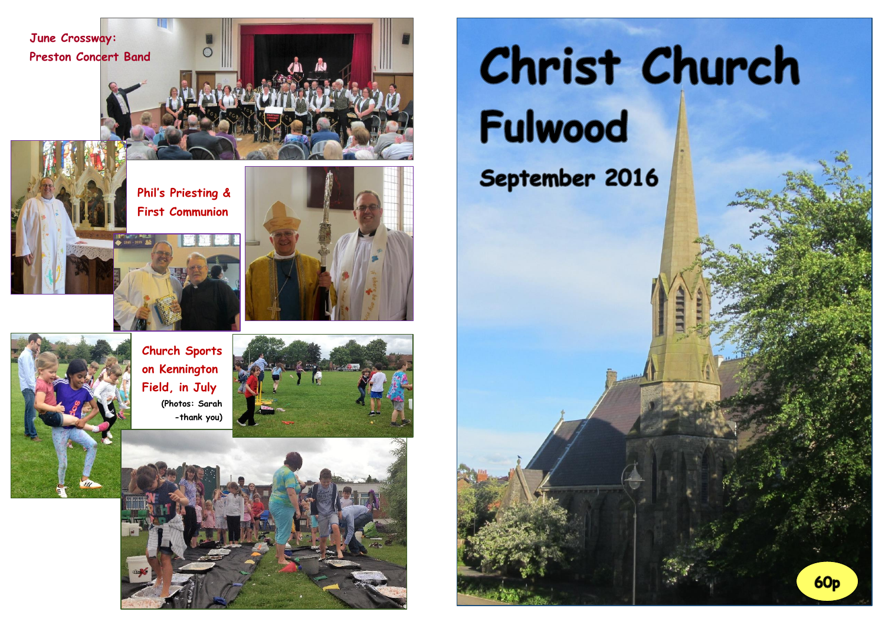June Crossway:
Preston Concert Band

Phil's Priesting &
First Communion

Church Sports
on Kennington
Field, in July

(Photos: Sarah
-thank you)

# Christ Church Fulwood

## September 2016

60p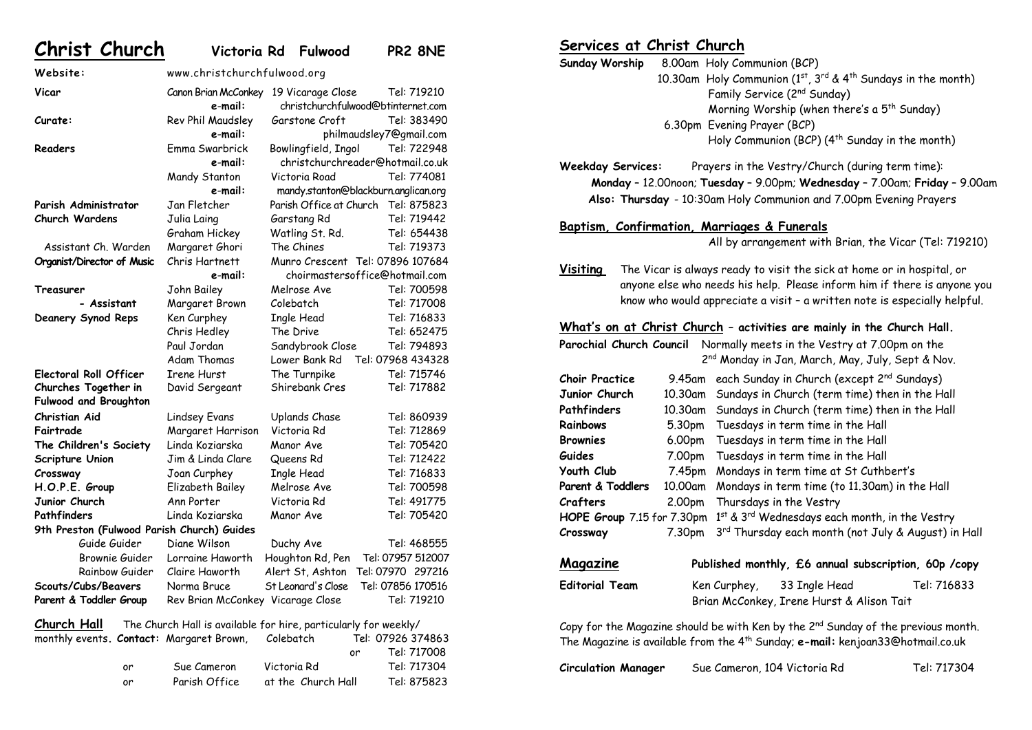# Christ Church Victoria Rd Fulwood PR2 8NE

| | | | |
|---|---|---|---|
| **Website:** | www.christchurchfulwood.org | | |
| **Vicar** | Canon Brian McConkey | 19 Vicarage Close | Tel: 719210 |
| | e-mail: | christchurchfulwood@btinternet.com | |
| **Curate:** | Rev Phil Maudsley | Garstone Croft | Tel: 383490 |
| | e-mail: | philmaudsley7@gmail.com | |
| **Readers** | Emma Swarbrick | Bowlingfield, Ingol | Tel: 722948 |
| | e-mail: | christchurchreader@hotmail.co.uk | |
| | Mandy Stanton | Victoria Road | Tel: 774081 |
| | e-mail: | mandy.stanton@blackburn.anglican.org | |
| **Parish Administrator** | Jan Fletcher | Parish Office at Church | Tel: 875823 |
| **Church Wardens** | Julia Laing | Garstang Rd | Tel: 719442 |
| | Graham Hickey | Watling St. Rd. | Tel: 654438 |
| Assistant Ch. Warden | Margaret Ghori | The Chines | Tel: 719373 |
| **Organist/Director of Music** | Chris Hartnett | Munro Crescent | Tel: 07896 107684 |
| | e-mail: | choirmastersoffice@hotmail.com | |
| **Treasurer** | John Bailey | Melrose Ave | Tel: 700598 |
| **- Assistant** | Margaret Brown | Colebatch | Tel: 717008 |
| **Deanery Synod Reps** | Ken Curphey | Ingle Head | Tel: 716833 |
| | Chris Hedley | The Drive | Tel: 652475 |
| | Paul Jordan | Sandybrook Close | Tel: 794893 |
| | Adam Thomas | Lower Bank Rd | Tel: 07968 434328 |
| **Electoral Roll Officer** | Irene Hurst | The Turnpike | Tel: 715746 |
| **Churches Together in Fulwood and Broughton** | David Sergeant | Shirebank Cres | Tel: 717882 |
| **Christian Aid** | Lindsey Evans | Uplands Chase | Tel: 860939 |
| **Fairtrade** | Margaret Harrison | Victoria Rd | Tel: 712869 |
| **The Children's Society** | Linda Koziarska | Manor Ave | Tel: 705420 |
| **Scripture Union** | Jim & Linda Clare | Queens Rd | Tel: 712422 |
| **Crossway** | Joan Curphey | Ingle Head | Tel: 716833 |
| **H.O.P.E. Group** | Elizabeth Bailey | Melrose Ave | Tel: 700598 |
| **Junior Church** | Ann Porter | Victoria Rd | Tel: 491775 |
| **Pathfinders** | Linda Koziarska | Manor Ave | Tel: 705420 |
| **9th Preston (Fulwood Parish Church) Guides** | | | |
| Guide Guider | Diane Wilson | Duchy Ave | Tel: 468555 |
| Brownie Guider | Lorraine Haworth | Houghton Rd, Pen | Tel: 07957 512007 |
| Rainbow Guider | Claire Haworth | Alert St, Ashton | Tel: 07970 297216 |
| **Scouts/Cubs/Beavers** | Norma Bruce | St Leonard's Close | Tel: 07856 170516 |
| **Parent & Toddler Group** | Rev Brian McConkey | Vicarage Close | Tel: 719210 |

**Church Hall** The Church Hall is available for hire, particularly for weekly/monthly events. **Contact:** Margaret Brown, Colebatch Tel: 07926 374863 or Tel: 717008
or Sue Cameron Victoria Rd Tel: 717304
or Parish Office at the Church Hall Tel: 875823

## Services at Christ Church

**Sunday Worship**
- 8.00am Holy Communion (BCP)
- 10.30am Holy Communion (1st, 3rd & 4th Sundays in the month)
  - Family Service (2nd Sunday)
  - Morning Worship (when there's a 5th Sunday)
- 6.30pm Evening Prayer (BCP)
  - Holy Communion (BCP) (4th Sunday in the month)

**Weekday Services:** Prayers in the Vestry/Church (during term time):
**Monday** – 12.00noon; **Tuesday** – 9.00pm; **Wednesday** – 7.00am; **Friday** – 9.00am
**Also: Thursday** - 10:30am Holy Communion and 7.00pm Evening Prayers

## Baptism, Confirmation, Marriages & Funerals

All by arrangement with Brian, the Vicar (Tel: 719210)

**Visiting** The Vicar is always ready to visit the sick at home or in hospital, or anyone else who needs his help. Please inform him if there is anyone you know who would appreciate a visit – a written note is especially helpful.

## What's on at Christ Church – activities are mainly in the Church Hall.

**Parochial Church Council** Normally meets in the Vestry at 7.00pm on the 2nd Monday in Jan, March, May, July, Sept & Nov.

| | | |
|---|---|---|
| **Choir Practice** | 9.45am | each Sunday in Church (except 2nd Sundays) |
| **Junior Church** | 10.30am | Sundays in Church (term time) then in the Hall |
| **Pathfinders** | 10.30am | Sundays in Church (term time) then in the Hall |
| **Rainbows** | 5.30pm | Tuesdays in term time in the Hall |
| **Brownies** | 6.00pm | Tuesdays in term time in the Hall |
| **Guides** | 7.00pm | Tuesdays in term time in the Hall |
| **Youth Club** | 7.45pm | Mondays in term time at St Cuthbert's |
| **Parent & Toddlers** | 10.00am | Mondays in term time (to 11.30am) in the Hall |
| **Crafters** | 2.00pm | Thursdays in the Vestry |
| **HOPE Group** | 7.15 for 7.30pm | 1st & 3rd Wednesdays each month, in the Vestry |
| **Crossway** | 7.30pm | 3rd Thursday each month (not July & August) in Hall |

## Magazine

**Published monthly, £6 annual subscription, 60p /copy**

**Editorial Team** Ken Curphey, 33 Ingle Head Tel: 716833
Brian McConkey, Irene Hurst & Alison Tait

Copy for the Magazine should be with Ken by the 2nd Sunday of the previous month. The Magazine is available from the 4th Sunday; **e-mail:** kenjoan33@hotmail.co.uk

**Circulation Manager** Sue Cameron, 104 Victoria Rd Tel: 717304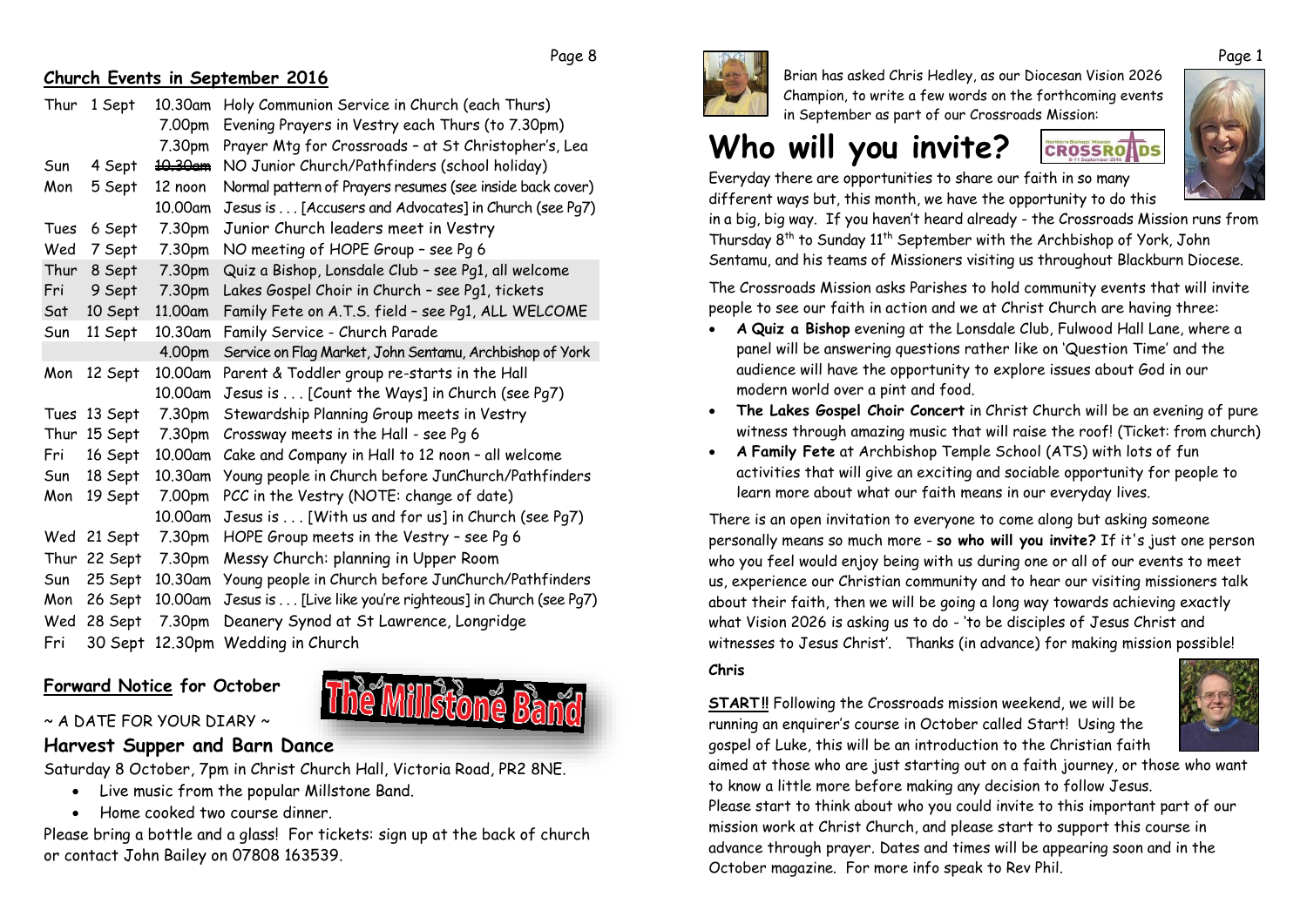## Church Events in September 2016

| | | | |
|---|---|---|---|
| Thur | 1 Sept | 10.30am | Holy Communion Service in Church (each Thurs) |
| | | 7.00pm | Evening Prayers in Vestry each Thurs (to 7.30pm) |
| | | 7.30pm | Prayer Mtg for Crossroads – at St Christopher's, Lea |
| Sun | 4 Sept | ~~10.30am~~ | NO Junior Church/Pathfinders (school holiday) |
| Mon | 5 Sept | 12 noon | Normal pattern of Prayers resumes (see inside back cover) |
| | | 10.00am | Jesus is . . . [Accusers and Advocates] in Church (see Pg7) |
| Tues | 6 Sept | 7.30pm | Junior Church leaders meet in Vestry |
| Wed | 7 Sept | 7.30pm | NO meeting of HOPE Group – see Pg 6 |
| Thur | 8 Sept | 7.30pm | Quiz a Bishop, Lonsdale Club – see Pg1, all welcome |
| Fri | 9 Sept | 7.30pm | Lakes Gospel Choir in Church – see Pg1, tickets |
| Sat | 10 Sept | 11.00am | Family Fete on A.T.S. field – see Pg1, ALL WELCOME |
| Sun | 11 Sept | 10.30am | Family Service - Church Parade |
| | | 4.00pm | Service on Flag Market, John Sentamu, Archbishop of York |
| Mon | 12 Sept | 10.00am | Parent & Toddler group re-starts in the Hall |
| | | 10.00am | Jesus is . . . [Count the Ways] in Church (see Pg7) |
| Tues | 13 Sept | 7.30pm | Stewardship Planning Group meets in Vestry |
| Thur | 15 Sept | 7.30pm | Crossway meets in the Hall - see Pg 6 |
| Fri | 16 Sept | 10.00am | Cake and Company in Hall to 12 noon – all welcome |
| Sun | 18 Sept | 10.30am | Young people in Church before JunChurch/Pathfinders |
| Mon | 19 Sept | 7.00pm | PCC in the Vestry (NOTE: change of date) |
| | | 10.00am | Jesus is . . . [With us and for us] in Church (see Pg7) |
| Wed | 21 Sept | 7.30pm | HOPE Group meets in the Vestry – see Pg 6 |
| Thur | 22 Sept | 7.30pm | Messy Church: planning in Upper Room |
| Sun | 25 Sept | 10.30am | Young people in Church before JunChurch/Pathfinders |
| Mon | 26 Sept | 10.00am | Jesus is . . . [Live like you're righteous] in Church (see Pg7) |
| Wed | 28 Sept | 7.30pm | Deanery Synod at St Lawrence, Longridge |
| Fri | 30 Sept | 12.30pm | Wedding in Church |

## Forward Notice for October

~ A DATE FOR YOUR DIARY ~

### Harvest Supper and Barn Dance

The Millstone Band

Saturday 8 October, 7pm in Christ Church Hall, Victoria Road, PR2 8NE.

- Live music from the popular Millstone Band.
- Home cooked two course dinner.

Please bring a bottle and a glass! For tickets: sign up at the back of church or contact John Bailey on 07808 163539.

Brian has asked Chris Hedley, as our Diocesan Vision 2026 Champion, to write a few words on the forthcoming events in September as part of our Crossroads Mission:

# Who will you invite?

Everyday there are opportunities to share our faith in so many different ways but, this month, we have the opportunity to do this in a big, big way. If you haven't heard already - the Crossroads Mission runs from Thursday 8th to Sunday 11th September with the Archbishop of York, John Sentamu, and his teams of Missioners visiting us throughout Blackburn Diocese.

The Crossroads Mission asks Parishes to hold community events that will invite people to see our faith in action and we at Christ Church are having three:

- **A Quiz a Bishop** evening at the Lonsdale Club, Fulwood Hall Lane, where a panel will be answering questions rather like on 'Question Time' and the audience will have the opportunity to explore issues about God in our modern world over a pint and food.
- **The Lakes Gospel Choir Concert** in Christ Church will be an evening of pure witness through amazing music that will raise the roof! (Ticket: from church)
- **A Family Fete** at Archbishop Temple School (ATS) with lots of fun activities that will give an exciting and sociable opportunity for people to learn more about what our faith means in our everyday lives.

There is an open invitation to everyone to come along but asking someone personally means so much more - **so who will you invite?** If it's just one person who you feel would enjoy being with us during one or all of our events to meet us, experience our Christian community and to hear our visiting missioners talk about their faith, then we will be going a long way towards achieving exactly what Vision 2026 is asking us to do - 'to be disciples of Jesus Christ and witnesses to Jesus Christ'. Thanks (in advance) for making mission possible!

**Chris**

**START!!** Following the Crossroads mission weekend, we will be running an enquirer's course in October called Start! Using the gospel of Luke, this will be an introduction to the Christian faith aimed at those who are just starting out on a faith journey, or those who want to know a little more before making any decision to follow Jesus. Please start to think about who you could invite to this important part of our mission work at Christ Church, and please start to support this course in advance through prayer. Dates and times will be appearing soon and in the October magazine. For more info speak to Rev Phil.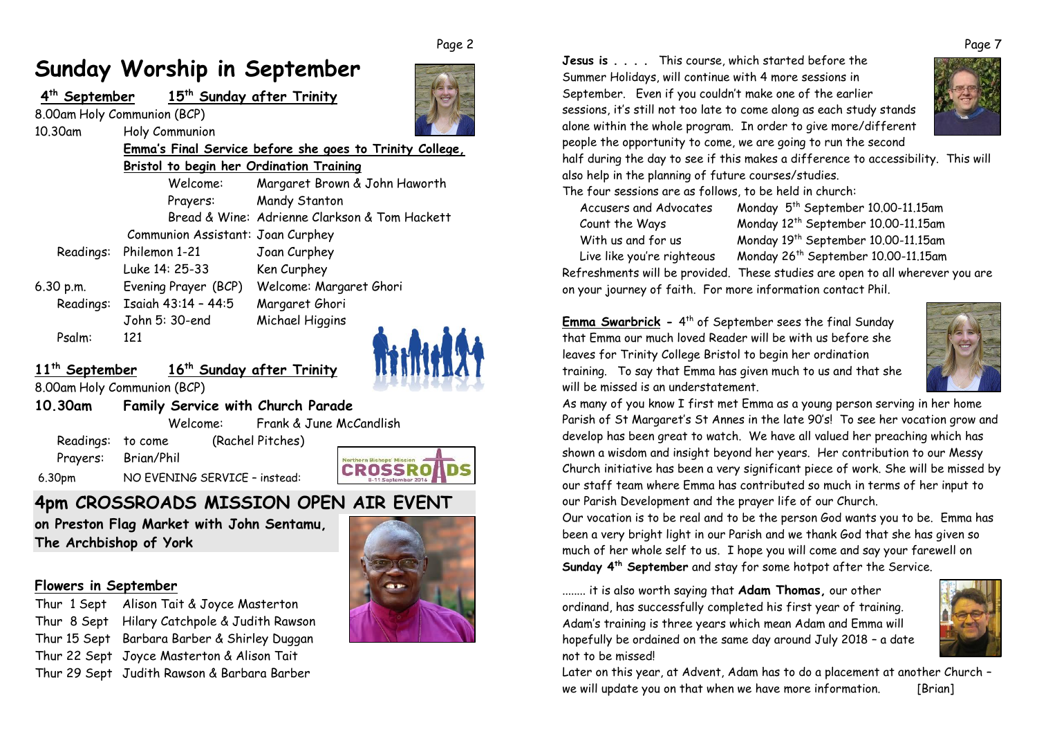# Sunday Worship in September

**4th September** **15th Sunday after Trinity**

8.00am Holy Communion (BCP)

10.30am Holy Communion

**Emma's Final Service before she goes to Trinity College, Bristol to begin her Ordination Training**

| | | |
|---|---|---|
| | Welcome: | Margaret Brown & John Haworth |
| | Prayers: | Mandy Stanton |
| | Bread & Wine: | Adrienne Clarkson & Tom Hackett |
| | Communion Assistant: | Joan Curphey |
| Readings: | Philemon 1-21 | Joan Curphey |
| | Luke 14: 25-33 | Ken Curphey |
| 6.30 p.m. | Evening Prayer (BCP) | Welcome: Margaret Ghori |
| Readings: | Isaiah 43:14 – 44:5 | Margaret Ghori |
| | John 5: 30-end | Michael Higgins |
| Psalm: | 121 | |

**11th September** **16th Sunday after Trinity**

8.00am Holy Communion (BCP)

**10.30am Family Service with Church Parade**

Welcome: Frank & June McCandlish

Readings: to come (Rachel Pitches)

Prayers: Brian/Phil

6.30pm NO EVENING SERVICE – instead:

## 4pm CROSSROADS MISSION OPEN AIR EVENT

**on Preston Flag Market with John Sentamu, The Archbishop of York**

### Flowers in September

| | |
|---|---|
| Thur 1 Sept | Alison Tait & Joyce Masterton |
| Thur 8 Sept | Hilary Catchpole & Judith Rawson |
| Thur 15 Sept | Barbara Barber & Shirley Duggan |
| Thur 22 Sept | Joyce Masterton & Alison Tait |
| Thur 29 Sept | Judith Rawson & Barbara Barber |

**Jesus is . . . .** This course, which started before the Summer Holidays, will continue with 4 more sessions in September. Even if you couldn't make one of the earlier sessions, it's still not too late to come along as each study stands alone within the whole program. In order to give more/different people the opportunity to come, we are going to run the second half during the day to see if this makes a difference to accessibility. This will also help in the planning of future courses/studies.

The four sessions are as follows, to be held in church:

| | |
|---|---|
| Accusers and Advocates | Monday 5th September 10.00-11.15am |
| Count the Ways | Monday 12th September 10.00-11.15am |
| With us and for us | Monday 19th September 10.00-11.15am |
| Live like you're righteous | Monday 26th September 10.00-11.15am |

Refreshments will be provided. These studies are open to all wherever you are on your journey of faith. For more information contact Phil.

**Emma Swarbrick -** 4th of September sees the final Sunday that Emma our much loved Reader will be with us before she leaves for Trinity College Bristol to begin her ordination training. To say that Emma has given much to us and that she will be missed is an understatement.

As many of you know I first met Emma as a young person serving in her home Parish of St Margaret's St Annes in the late 90's! To see her vocation grow and develop has been great to watch. We have all valued her preaching which has shown a wisdom and insight beyond her years. Her contribution to our Messy Church initiative has been a very significant piece of work. She will be missed by our staff team where Emma has contributed so much in terms of her input to our Parish Development and the prayer life of our Church.

Our vocation is to be real and to be the person God wants you to be. Emma has been a very bright light in our Parish and we thank God that she has given so much of her whole self to us. I hope you will come and say your farewell on **Sunday 4th September** and stay for some hotpot after the Service.

........ it is also worth saying that **Adam Thomas,** our other ordinand, has successfully completed his first year of training. Adam's training is three years which mean Adam and Emma will hopefully be ordained on the same day around July 2018 – a date not to be missed!

Later on this year, at Advent, Adam has to do a placement at another Church – we will update you on that when we have more information. [Brian]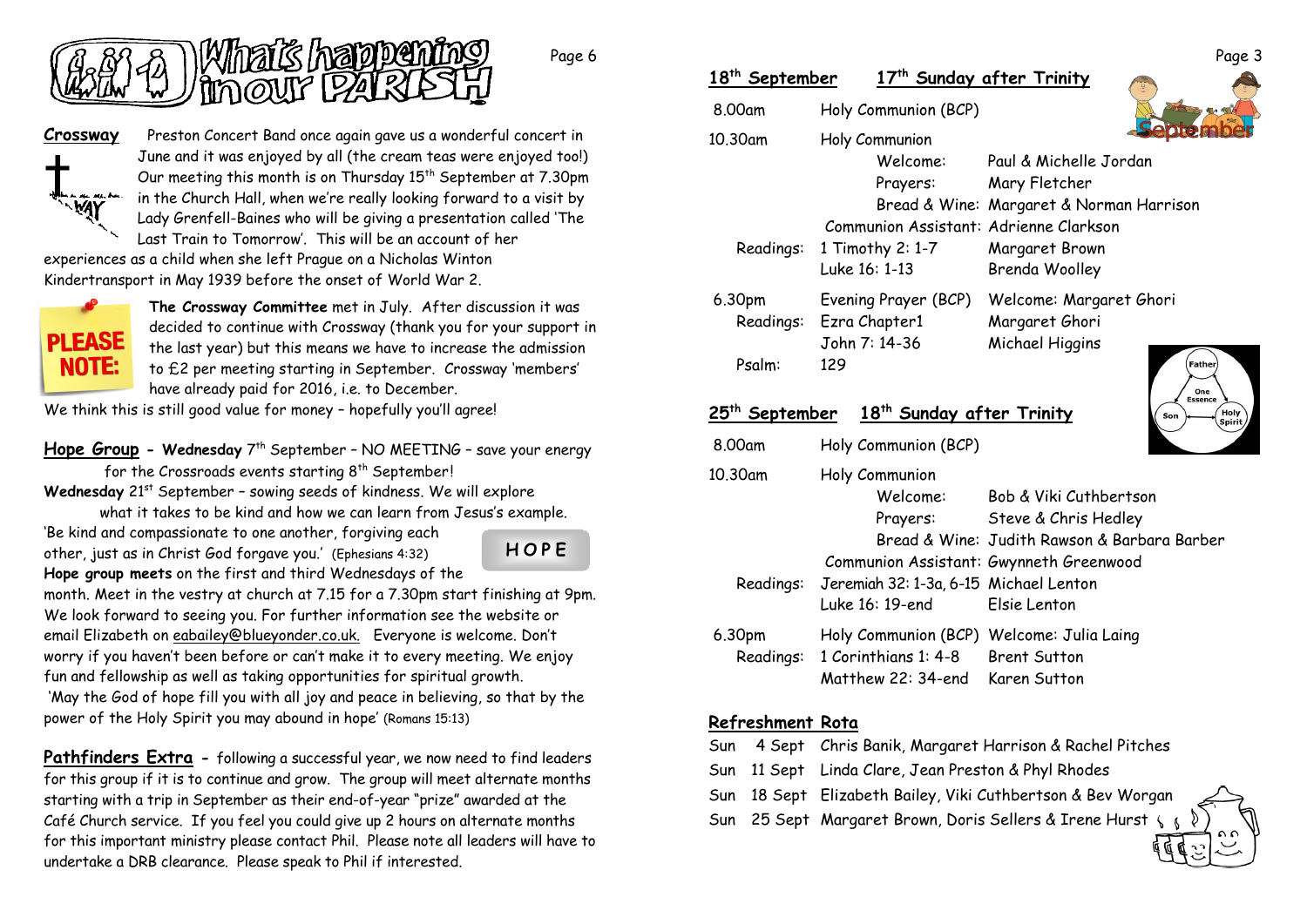# What's happening in our PARISH

**Crossway** Preston Concert Band once again gave us a wonderful concert in June and it was enjoyed by all (the cream teas were enjoyed too!) Our meeting this month is on Thursday 15th September at 7.30pm in the Church Hall, when we're really looking forward to a visit by Lady Grenfell-Baines who will be giving a presentation called 'The Last Train to Tomorrow'. This will be an account of her experiences as a child when she left Prague on a Nicholas Winton Kindertransport in May 1939 before the onset of World War 2.

**PLEASE NOTE:** **The Crossway Committee** met in July. After discussion it was decided to continue with Crossway (thank you for your support in the last year) but this means we have to increase the admission to £2 per meeting starting in September. Crossway 'members' have already paid for 2016, i.e. to December.
We think this is still good value for money – hopefully you'll agree!

**Hope Group** - **Wednesday** 7th September – NO MEETING – save your energy for the Crossroads events starting 8th September!
**Wednesday** 21st September – sowing seeds of kindness. We will explore what it takes to be kind and how we can learn from Jesus's example.
'Be kind and compassionate to one another, forgiving each other, just as in Christ God forgave you.' (Ephesians 4:32)
**Hope group meets** on the first and third Wednesdays of the month. Meet in the vestry at church at 7.15 for a 7.30pm start finishing at 9pm. We look forward to seeing you. For further information see the website or email Elizabeth on eabailey@blueyonder.co.uk. Everyone is welcome. Don't worry if you haven't been before or can't make it to every meeting. We enjoy fun and fellowship as well as taking opportunities for spiritual growth.
'May the God of hope fill you with all joy and peace in believing, so that by the power of the Holy Spirit you may abound in hope' (Romans 15:13)

**Pathfinders Extra** - following a successful year, we now need to find leaders for this group if it is to continue and grow. The group will meet alternate months starting with a trip in September as their end-of-year "prize" awarded at the Café Church service. If you feel you could give up 2 hours on alternate months for this important ministry please contact Phil. Please note all leaders will have to undertake a DRB clearance. Please speak to Phil if interested.

## 18th September — 17th Sunday after Trinity

| | | |
|---|---|---|
| 8.00am | Holy Communion (BCP) | |
| 10.30am | Holy Communion | |
| | Welcome: | Paul & Michelle Jordan |
| | Prayers: | Mary Fletcher |
| | Bread & Wine: | Margaret & Norman Harrison |
| | Communion Assistant: | Adrienne Clarkson |
| Readings: | 1 Timothy 2: 1-7 | Margaret Brown |
| | Luke 16: 1-13 | Brenda Woolley |
| 6.30pm | Evening Prayer (BCP) | Welcome: Margaret Ghori |
| Readings: | Ezra Chapter1 | Margaret Ghori |
| | John 7: 14-36 | Michael Higgins |
| Psalm: | 129 | |

## 25th September — 18th Sunday after Trinity

| | | |
|---|---|---|
| 8.00am | Holy Communion (BCP) | |
| 10.30am | Holy Communion | |
| | Welcome: | Bob & Viki Cuthbertson |
| | Prayers: | Steve & Chris Hedley |
| | Bread & Wine: | Judith Rawson & Barbara Barber |
| | Communion Assistant: | Gwynneth Greenwood |
| Readings: | Jeremiah 32: 1-3a, 6-15 | Michael Lenton |
| | Luke 16: 19-end | Elsie Lenton |
| 6.30pm | Holy Communion (BCP) | Welcome: Julia Laing |
| Readings: | 1 Corinthians 1: 4-8 | Brent Sutton |
| | Matthew 22: 34-end | Karen Sutton |

## Refreshment Rota

| | | |
|---|---|---|
| Sun | 4 Sept | Chris Banik, Margaret Harrison & Rachel Pitches |
| Sun | 11 Sept | Linda Clare, Jean Preston & Phyl Rhodes |
| Sun | 18 Sept | Elizabeth Bailey, Viki Cuthbertson & Bev Worgan |
| Sun | 25 Sept | Margaret Brown, Doris Sellers & Irene Hurst |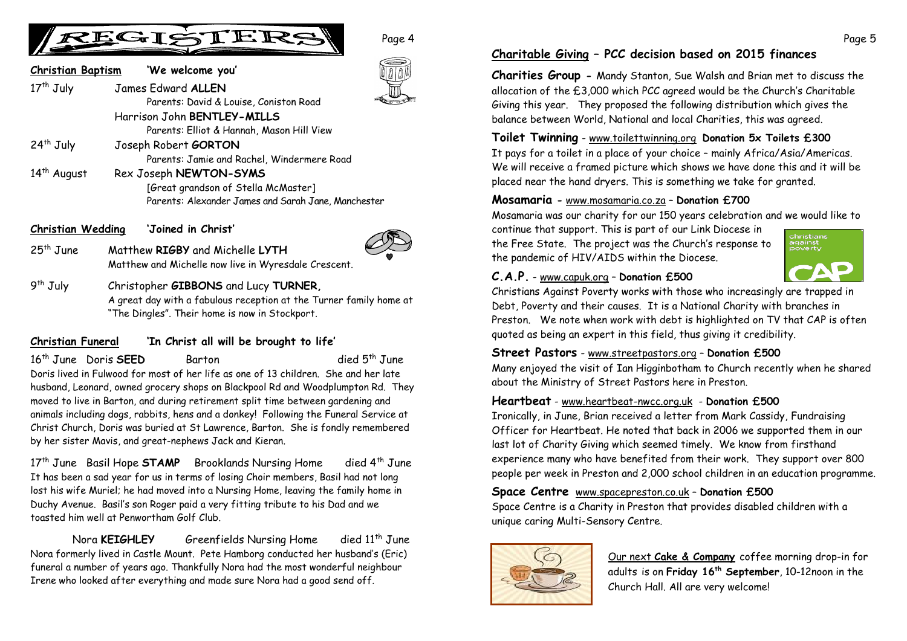# REGISTERS

## Christian Baptism 'We welcome you'

17th July James Edward **ALLEN**
Parents: David & Louise, Coniston Road
Harrison John **BENTLEY-MILLS**
Parents: Elliot & Hannah, Mason Hill View

24th July Joseph Robert **GORTON**
Parents: Jamie and Rachel, Windermere Road

14th August Rex Joseph **NEWTON-SYMS**
[Great grandson of Stella McMaster]
Parents: Alexander James and Sarah Jane, Manchester

## Christian Wedding 'Joined in Christ'

25th June Matthew **RIGBY** and Michelle **LYTH**
Matthew and Michelle now live in Wyresdale Crescent.

9th July Christopher **GIBBONS** and Lucy **TURNER,**
A great day with a fabulous reception at the Turner family home at "The Dingles". Their home is now in Stockport.

## Christian Funeral 'In Christ all will be brought to life'

16th June Doris **SEED** Barton died 5th June
Doris lived in Fulwood for most of her life as one of 13 children. She and her late husband, Leonard, owned grocery shops on Blackpool Rd and Woodplumpton Rd. They moved to live in Barton, and during retirement split time between gardening and animals including dogs, rabbits, hens and a donkey! Following the Funeral Service at Christ Church, Doris was buried at St Lawrence, Barton. She is fondly remembered by her sister Mavis, and great-nephews Jack and Kieran.

17th June Basil Hope **STAMP** Brooklands Nursing Home died 4th June
It has been a sad year for us in terms of losing Choir members, Basil had not long lost his wife Muriel; he had moved into a Nursing Home, leaving the family home in Duchy Avenue. Basil's son Roger paid a very fitting tribute to his Dad and we toasted him well at Penwortham Golf Club.

Nora **KEIGHLEY** Greenfields Nursing Home died 11th June
Nora formerly lived in Castle Mount. Pete Hamborg conducted her husband's (Eric) funeral a number of years ago. Thankfully Nora had the most wonderful neighbour Irene who looked after everything and made sure Nora had a good send off.

## Charitable Giving – PCC decision based on 2015 finances

**Charities Group** - Mandy Stanton, Sue Walsh and Brian met to discuss the allocation of the £3,000 which PCC agreed would be the Church's Charitable Giving this year. They proposed the following distribution which gives the balance between World, National and local Charities, this was agreed.

**Toilet Twinning** - www.toilettwinning.org **Donation 5x Toilets £300**
It pays for a toilet in a place of your choice – mainly Africa/Asia/Americas. We will receive a framed picture which shows we have done this and it will be placed near the hand dryers. This is something we take for granted.

**Mosamaria** - www.mosamaria.co.za – **Donation £700**
Mosamaria was our charity for our 150 years celebration and we would like to continue that support. This is part of our Link Diocese in the Free State. The project was the Church's response to the pandemic of HIV/AIDS within the Diocese.

**C.A.P.** - www.capuk.org – **Donation £500**
Christians Against Poverty works with those who increasingly are trapped in Debt, Poverty and their causes. It is a National Charity with branches in Preston. We note when work with debt is highlighted on TV that CAP is often quoted as being an expert in this field, thus giving it credibility.

**Street Pastors** - www.streetpastors.org – **Donation £500**
Many enjoyed the visit of Ian Higginbotham to Church recently when he shared about the Ministry of Street Pastors here in Preston.

**Heartbeat** - www.heartbeat-nwcc.org.uk - **Donation £500**
Ironically, in June, Brian received a letter from Mark Cassidy, Fundraising Officer for Heartbeat. He noted that back in 2006 we supported them in our last lot of Charity Giving which seemed timely. We know from firsthand experience many who have benefited from their work. They support over 800 people per week in Preston and 2,000 school children in an education programme.

**Space Centre** www.spacepreston.co.uk – **Donation £500**
Space Centre is a Charity in Preston that provides disabled children with a unique caring Multi-Sensory Centre.

Our next **Cake & Company** coffee morning drop-in for adults is on **Friday 16th September**, 10-12noon in the Church Hall. All are very welcome!